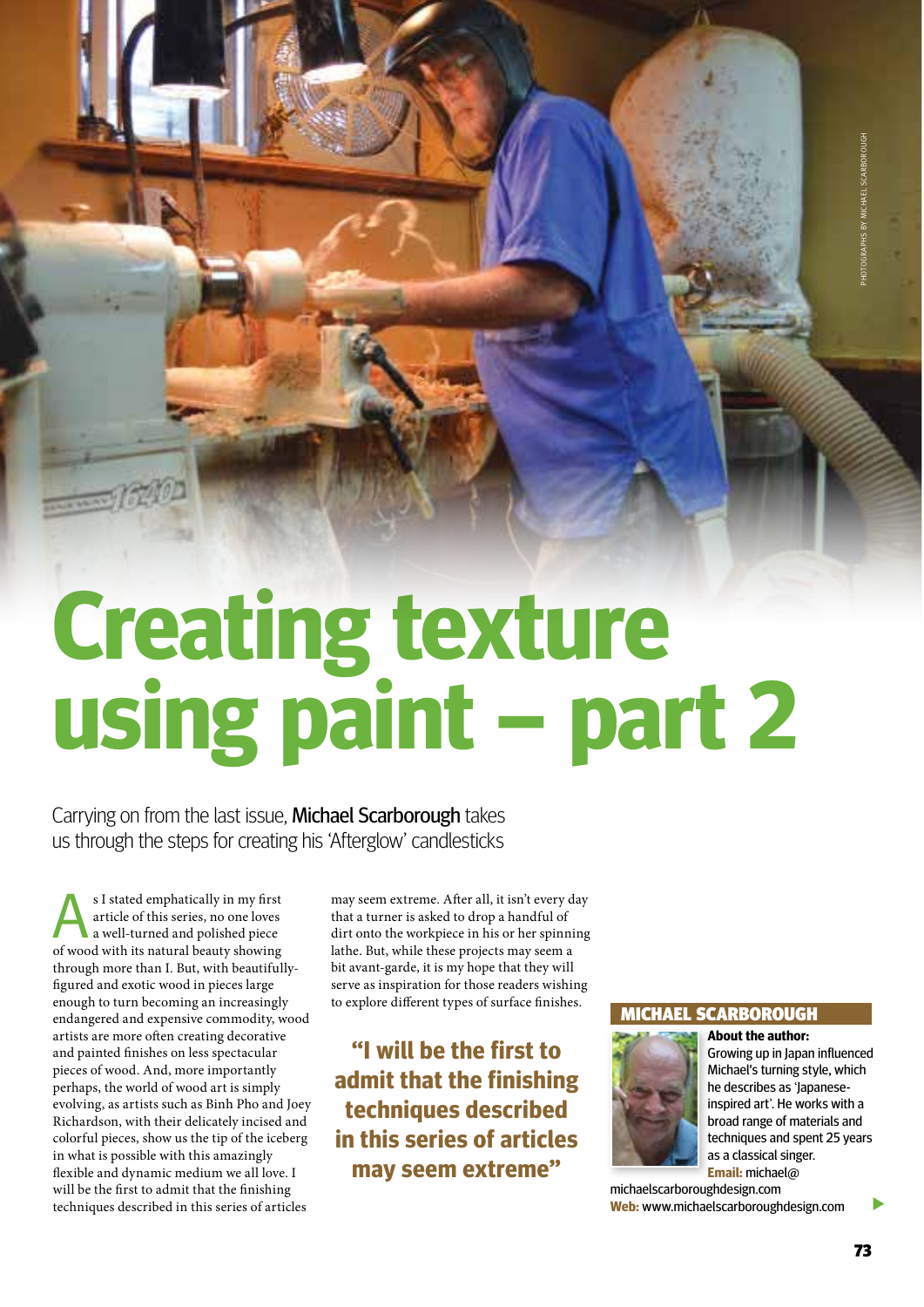# Creating texture using paint – part 2

Carrying on from the last issue, **Michael Scarborough** takes us through the steps for creating his 'Afterglow' candlesticks

As I stated emphatically in my first article of this series, no one loves a well-turned and polished piece of wood with its natural beauty showing through more than I. But, with beautifully-figured and exotic wood in pieces large enough to turn becoming an increasingly endangered and expensive commodity, wood artists are more often creating decorative and painted finishes on less spectacular pieces of wood. And, more importantly perhaps, the world of wood art is simply evolving, as artists such as Binh Pho and Joey Richardson, with their delicately incised and colorful pieces, show us the tip of the iceberg in what is possible with this amazingly flexible and dynamic medium we all love. I will be the first to admit that the finishing techniques described in this series of articles may seem extreme. After all, it isn't every day that a turner is asked to drop a handful of dirt onto the workpiece in his or her spinning lathe. But, while these projects may seem a bit avant-garde, it is my hope that they will serve as inspiration for those readers wishing to explore different types of surface finishes.

> **"I will be the first to admit that the finishing techniques described in this series of articles may seem extreme"**

## MICHAEL SCARBOROUGH

**About the author:** Growing up in Japan influenced Michael's turning style, which he describes as 'Japanese-inspired art'. He works with a broad range of materials and techniques and spent 25 years as a classical singer.
**Email:** michael@michaelscarboroughdesign.com
**Web:** www.michaelscarboroughdesign.com

PHOTOGRAPHS BY MICHAEL SCARBOROUGH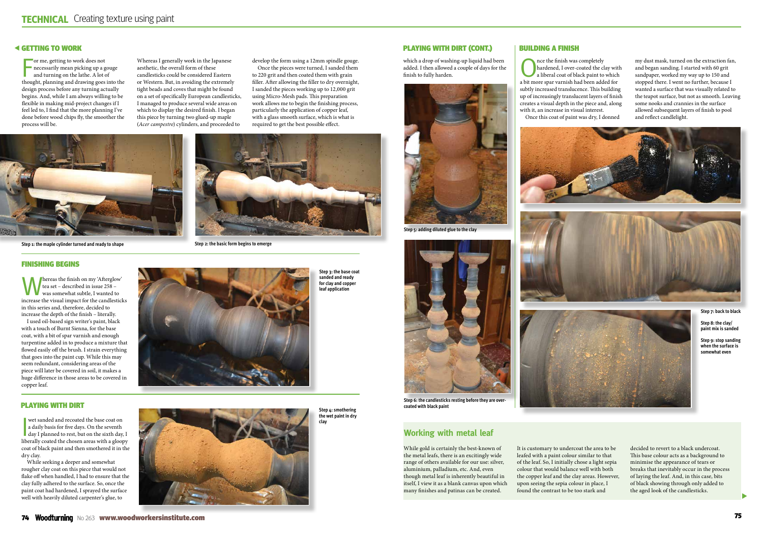## Getting to work

For me, getting to work does not necessarily mean picking up a gouge and turning on the lathe. A lot of thought, planning and drawing goes into the design process before any turning actually begins. And, while I am always willing to be flexible in making mid-project changes if I feel led to, I find that the more planning I've done before wood chips fly, the smoother the process will be.

Whereas I generally work in the Japanese aesthetic, the overall form of these candlesticks could be considered Eastern or Western. But, in avoiding the extremely tight beads and coves that might be found on a set of specifically European candlesticks, I managed to produce several wide areas on which to display the desired finish. I began this piece by turning two glued-up maple (*Acer campestre*) cylinders, and proceeded to develop the form using a 12mm spindle gouge.

Once the pieces were turned, I sanded them to 220 grit and then coated them with grain filler. After allowing the filler to dry overnight, I sanded the pieces working up to 12,000 grit using Micro-Mesh pads. This preparation work allows me to begin the finishing process, particularly the application of copper leaf, with a glass smooth surface, which is what is required to get the best possible effect.

Step 1: the maple cylinder turned and ready to shape

Step 2: the basic form begins to emerge

## Finishing begins

Whereas the finish on my 'Afterglow' tea set – described in issue 258 – was somewhat subtle, I wanted to increase the visual impact for the candlesticks in this series and, therefore, decided to increase the depth of the finish – literally.

I used oil-based sign writer's paint, black with a touch of Burnt Sienna, for the base coat, with a bit of spar varnish and enough turpentine added in to produce a mixture that flowed easily off the brush. I strain everything that goes into the paint cup. While this may seem redundant, considering areas of the piece will later be covered in soil, it makes a huge difference in those areas to be covered in copper leaf.

Step 3: the base coat sanded and ready for clay and copper leaf application

## Playing with dirt

I wet sanded and recoated the base coat on a daily basis for five days. On the seventh day I planned to rest, but on the sixth day, I liberally coated the chosen areas with a gloopy coat of black paint and then smothered it in the dry clay.

While seeking a deeper and somewhat rougher clay coat on this piece that would not flake off when handled, I had to ensure that the clay fully adhered to the surface. So, once the paint coat had hardened, I sprayed the surface well with heavily diluted carpenter's glue, to which a drop of washing-up liquid had been added. I then allowed a couple of days for the finish to fully harden.

Step 4: smothering the wet paint in dry clay

Step 5: adding diluted glue to the clay

Step 6: the candlesticks resting before they are over-coated with black paint

## Building a finish

Once the finish was completely hardened, I over-coated the clay with a liberal coat of black paint to which a bit more spar varnish had been added for subtly increased translucence. This building up of increasingly translucent layers of finish creates a visual depth in the piece and, along with it, an increase in visual interest.

Once this coat of paint was dry, I donned my dust mask, turned on the extraction fan, and began sanding. I started with 60 grit sandpaper, worked my way up to 150 and stopped there. I went no further, because I wanted a surface that was visually related to the teapot surface, but not as smooth. Leaving some nooks and crannies in the surface allowed subsequent layers of finish to pool and reflect candlelight.

Step 7: back to black

Step 8: the clay/paint mix is sanded

Step 9: stop sanding when the surface is somewhat even

## Working with metal leaf

While gold is certainly the best-known of the metal leafs, there is an excitingly wide range of others available for our use: silver, aluminium, palladium, etc. And, even though metal leaf is inherently beautiful in itself, I view it as a blank canvas upon which many finishes and patinas can be created.

It is customary to undercoat the area to be leafed with a paint colour similar to that of the leaf. So, I initially chose a light sepia colour that would balance well with both the copper leaf and the clay areas. However, upon seeing the sepia colour in place, I found the contrast to be too stark and decided to revert to a black undercoat. This base colour acts as a background to minimise the appearance of tears or breaks that inevitably occur in the process of laying the leaf. And, in this case, bits of black showing through only added to the aged look of the candlesticks.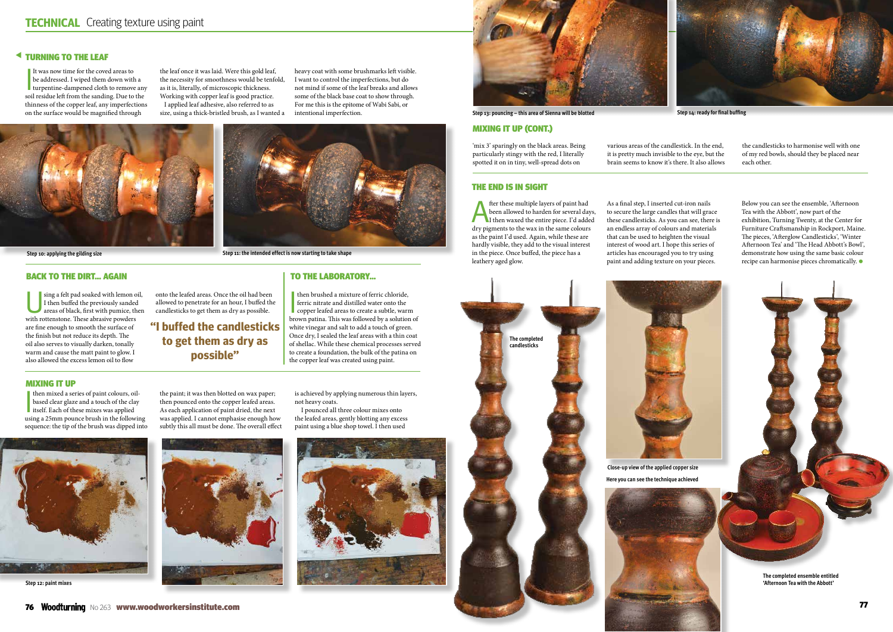## TURNING TO THE LEAF

It was now time for the coved areas to be addressed. I wiped them down with a turpentine-dampened cloth to remove any soil residue left from the sanding. Due to the thinness of the copper leaf, any imperfections on the surface would be magnified through the leaf once it was laid. Were this gold leaf, the necessity for smoothness would be tenfold, as it is, literally, of microscopic thickness. Working with copper leaf is good practice.

I applied leaf adhesive, also referred to as size, using a thick-bristled brush, as I wanted a heavy coat with some brushmarks left visible. I want to control the imperfections, but do not mind if some of the leaf breaks and allows some of the black base coat to show through. For me this is the epitome of Wabi Sabi, or intentional imperfection.

Step 10: applying the gilding size

Step 11: the intended effect is now starting to take shape

## BACK TO THE DIRT... AGAIN

Using a felt pad soaked with lemon oil, I then buffed the previously sanded areas of black, first with pumice, then with rottenstone. These abrasive powders are fine enough to smooth the surface of the finish but not reduce its depth. The oil also serves to visually darken, tonally warm and cause the matt paint to glow. I also allowed the excess lemon oil to flow onto the leafed areas. Once the oil had been allowed to penetrate for an hour, I buffed the candlesticks to get them as dry as possible.

> "I buffed the candlesticks to get them as dry as possible"

## TO THE LABORATORY...

I then brushed a mixture of ferric chloride, ferric nitrate and distilled water onto the copper leafed areas to create a subtle, warm brown patina. This was followed by a solution of white vinegar and salt to add a touch of green. Once dry, I sealed the leaf areas with a thin coat of shellac. While these chemical processes served to create a foundation, the bulk of the patina on the copper leaf was created using paint.

## MIXING IT UP

I then mixed a series of paint colours, oil-based clear glaze and a touch of the clay itself. Each of these mixes was applied using a 25mm pounce brush in the following sequence: the tip of the brush was dipped into the paint; it was then blotted on wax paper; then pounced onto the copper leafed areas. As each application of paint dried, the next was applied. I cannot emphasise enough how subtly this all must be done. The overall effect is achieved by applying numerous thin layers, not heavy coats.

I pounced all three colour mixes onto the leafed areas, gently blotting any excess paint using a blue shop towel. I then used

Step 12: paint mixes

Step 13: pouncing – this area of Sienna will be blotted

Step 14: ready for final buffing

## MIXING IT UP (CONT.)

'mix 3' sparingly on the black areas. Being particularly stingy with the red, I literally spotted it on in tiny, well-spread dots on various areas of the candlestick. In the end, it is pretty much invisible to the eye, but the brain seems to know it's there. It also allows the candlesticks to harmonise well with one of my red bowls, should they be placed near each other.

## THE END IS IN SIGHT

After these multiple layers of paint had been allowed to harden for several days, I then waxed the entire piece. I'd added dry pigments to the wax in the same colours as the paint I'd used. Again, while these are hardly visible, they add to the visual interest in the piece. Once buffed, the piece has a leathery aged glow.

As a final step, I inserted cut-iron nails to secure the large candles that will grace these candlesticks. As you can see, there is an endless array of colours and materials that can be used to heighten the visual interest of wood art. I hope this series of articles has encouraged you to try using paint and adding texture on your pieces.

Below you can see the ensemble, 'Afternoon Tea with the Abbott', now part of the exhibition, Turning Twenty, at the Center for Furniture Craftsmanship in Rockport, Maine. The pieces, 'Afterglow Candlesticks', 'Winter Afternoon Tea' and 'The Head Abbott's Bowl', demonstrate how using the same basic colour recipe can harmonise pieces chromatically. ●

The completed candlesticks

Close-up view of the applied copper size

Here you can see the technique achieved

The completed ensemble entitled 'Afternoon Tea with the Abbott'